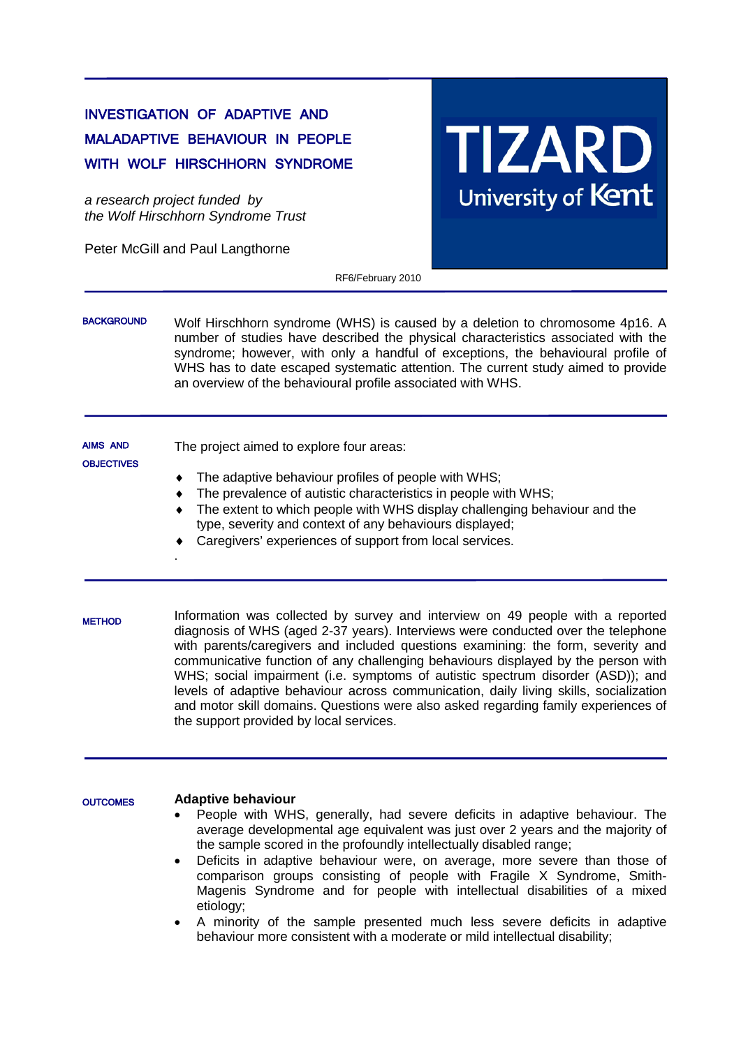# INVESTIGATION OF ADAPTIVE AND MALADAPTIVE BEHAVIOUR IN PEOPLE WITH WOLF HIRSCHHORN SYNDROME

*a research project funded by the Wolf Hirschhorn Syndrome Trust*

Peter McGill and Paul Langthorne

TIZARD University of Kent

RF6/February 2010

## BACKGROUND

Wolf Hirschhorn syndrome (WHS) is caused by a deletion to chromosome 4p16. A number of studies have described the physical characteristics associated with the syndrome; however, with only a handful of exceptions, the behavioural profile of WHS has to date escaped systematic attention. The current study aimed to provide an overview of the behavioural profile associated with WHS.

## AIMS AND OBJECTIVES

The project aimed to explore four areas:

- The adaptive behaviour profiles of people with WHS;
- The prevalence of autistic characteristics in people with WHS;
- The extent to which people with WHS display challenging behaviour and the type, severity and context of any behaviours displayed;
- Caregivers' experiences of support from local services.

## METHOD

Information was collected by survey and interview on 49 people with a reported diagnosis of WHS (aged 2-37 years). Interviews were conducted over the telephone with parents/caregivers and included questions examining: the form, severity and communicative function of any challenging behaviours displayed by the person with WHS; social impairment (i.e. symptoms of autistic spectrum disorder (ASD)); and levels of adaptive behaviour across communication, daily living skills, socialization and motor skill domains. Questions were also asked regarding family experiences of the support provided by local services.

## OUTCOMES

**Adaptive behaviour**

- People with WHS, generally, had severe deficits in adaptive behaviour. The average developmental age equivalent was just over 2 years and the majority of the sample scored in the profoundly intellectually disabled range;
- Deficits in adaptive behaviour were, on average, more severe than those of comparison groups consisting of people with Fragile X Syndrome, Smith-Magenis Syndrome and for people with intellectual disabilities of a mixed etiology;
- A minority of the sample presented much less severe deficits in adaptive behaviour more consistent with a moderate or mild intellectual disability;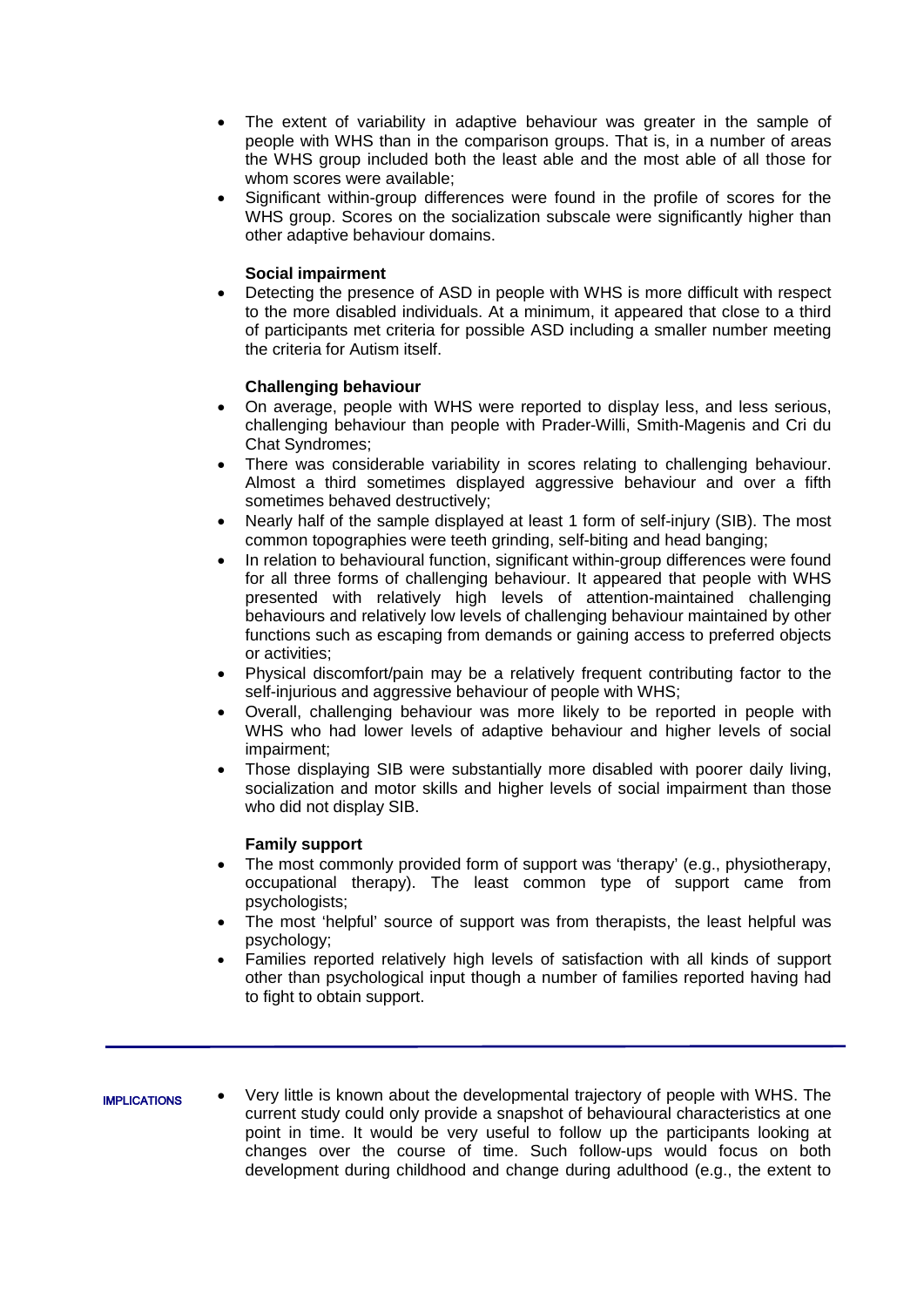- The extent of variability in adaptive behaviour was greater in the sample of people with WHS than in the comparison groups. That is, in a number of areas the WHS group included both the least able and the most able of all those for whom scores were available;
- Significant within-group differences were found in the profile of scores for the WHS group. Scores on the socialization subscale were significantly higher than other adaptive behaviour domains.

**Social impairment**

- Detecting the presence of ASD in people with WHS is more difficult with respect to the more disabled individuals. At a minimum, it appeared that close to a third of participants met criteria for possible ASD including a smaller number meeting the criteria for Autism itself.

**Challenging behaviour**

- On average, people with WHS were reported to display less, and less serious, challenging behaviour than people with Prader-Willi, Smith-Magenis and Cri du Chat Syndromes;
- There was considerable variability in scores relating to challenging behaviour. Almost a third sometimes displayed aggressive behaviour and over a fifth sometimes behaved destructively;
- Nearly half of the sample displayed at least 1 form of self-injury (SIB). The most common topographies were teeth grinding, self-biting and head banging;
- In relation to behavioural function, significant within-group differences were found for all three forms of challenging behaviour. It appeared that people with WHS presented with relatively high levels of attention-maintained challenging behaviours and relatively low levels of challenging behaviour maintained by other functions such as escaping from demands or gaining access to preferred objects or activities;
- Physical discomfort/pain may be a relatively frequent contributing factor to the self-injurious and aggressive behaviour of people with WHS;
- Overall, challenging behaviour was more likely to be reported in people with WHS who had lower levels of adaptive behaviour and higher levels of social impairment;
- Those displaying SIB were substantially more disabled with poorer daily living, socialization and motor skills and higher levels of social impairment than those who did not display SIB.

**Family support**

- The most commonly provided form of support was 'therapy' (e.g., physiotherapy, occupational therapy). The least common type of support came from psychologists;
- The most 'helpful' source of support was from therapists, the least helpful was psychology;
- Families reported relatively high levels of satisfaction with all kinds of support other than psychological input though a number of families reported having had to fight to obtain support.

---

**IMPLICATIONS**

- Very little is known about the developmental trajectory of people with WHS. The current study could only provide a snapshot of behavioural characteristics at one point in time. It would be very useful to follow up the participants looking at changes over the course of time. Such follow-ups would focus on both development during childhood and change during adulthood (e.g., the extent to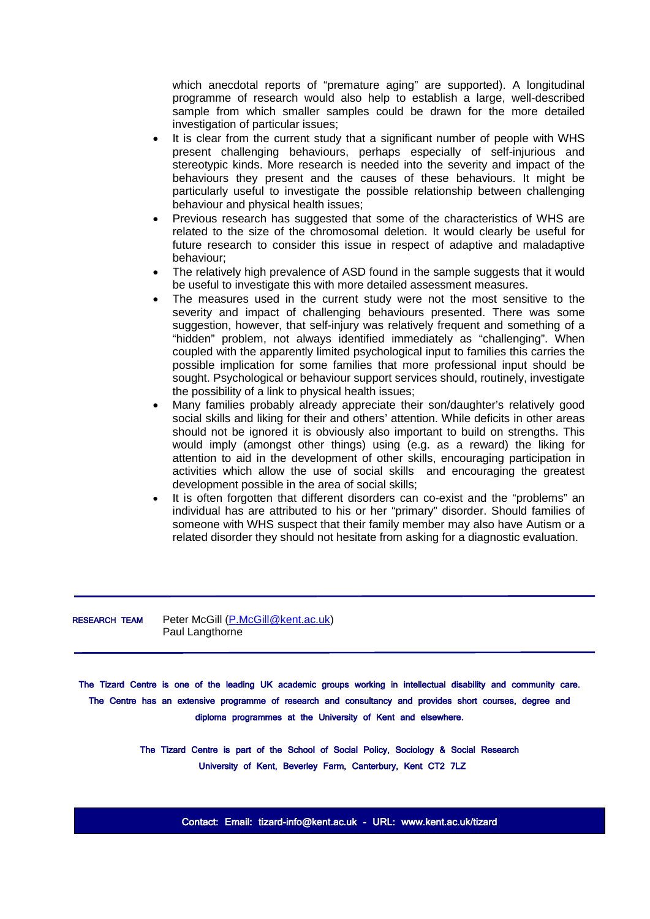which anecdotal reports of "premature aging" are supported). A longitudinal programme of research would also help to establish a large, well-described sample from which smaller samples could be drawn for the more detailed investigation of particular issues;

- It is clear from the current study that a significant number of people with WHS present challenging behaviours, perhaps especially of self-injurious and stereotypic kinds. More research is needed into the severity and impact of the behaviours they present and the causes of these behaviours. It might be particularly useful to investigate the possible relationship between challenging behaviour and physical health issues;
- Previous research has suggested that some of the characteristics of WHS are related to the size of the chromosomal deletion. It would clearly be useful for future research to consider this issue in respect of adaptive and maladaptive behaviour;
- The relatively high prevalence of ASD found in the sample suggests that it would be useful to investigate this with more detailed assessment measures.
- The measures used in the current study were not the most sensitive to the severity and impact of challenging behaviours presented. There was some suggestion, however, that self-injury was relatively frequent and something of a "hidden" problem, not always identified immediately as "challenging". When coupled with the apparently limited psychological input to families this carries the possible implication for some families that more professional input should be sought. Psychological or behaviour support services should, routinely, investigate the possibility of a link to physical health issues;
- Many families probably already appreciate their son/daughter's relatively good social skills and liking for their and others' attention. While deficits in other areas should not be ignored it is obviously also important to build on strengths. This would imply (amongst other things) using (e.g. as a reward) the liking for attention to aid in the development of other skills, encouraging participation in activities which allow the use of social skills and encouraging the greatest development possible in the area of social skills;
- It is often forgotten that different disorders can co-exist and the "problems" an individual has are attributed to his or her "primary" disorder. Should families of someone with WHS suspect that their family member may also have Autism or a related disorder they should not hesitate from asking for a diagnostic evaluation.

---

**RESEARCH TEAM** Peter McGill (P.McGill@kent.ac.uk)
Paul Langthorne

---

The Tizard Centre is one of the leading UK academic groups working in intellectual disability and community care. The Centre has an extensive programme of research and consultancy and provides short courses, degree and diploma programmes at the University of Kent and elsewhere.

The Tizard Centre is part of the School of Social Policy, Sociology & Social Research
University of Kent, Beverley Farm, Canterbury, Kent CT2 7LZ

Contact: Email: tizard-info@kent.ac.uk - URL: www.kent.ac.uk/tizard